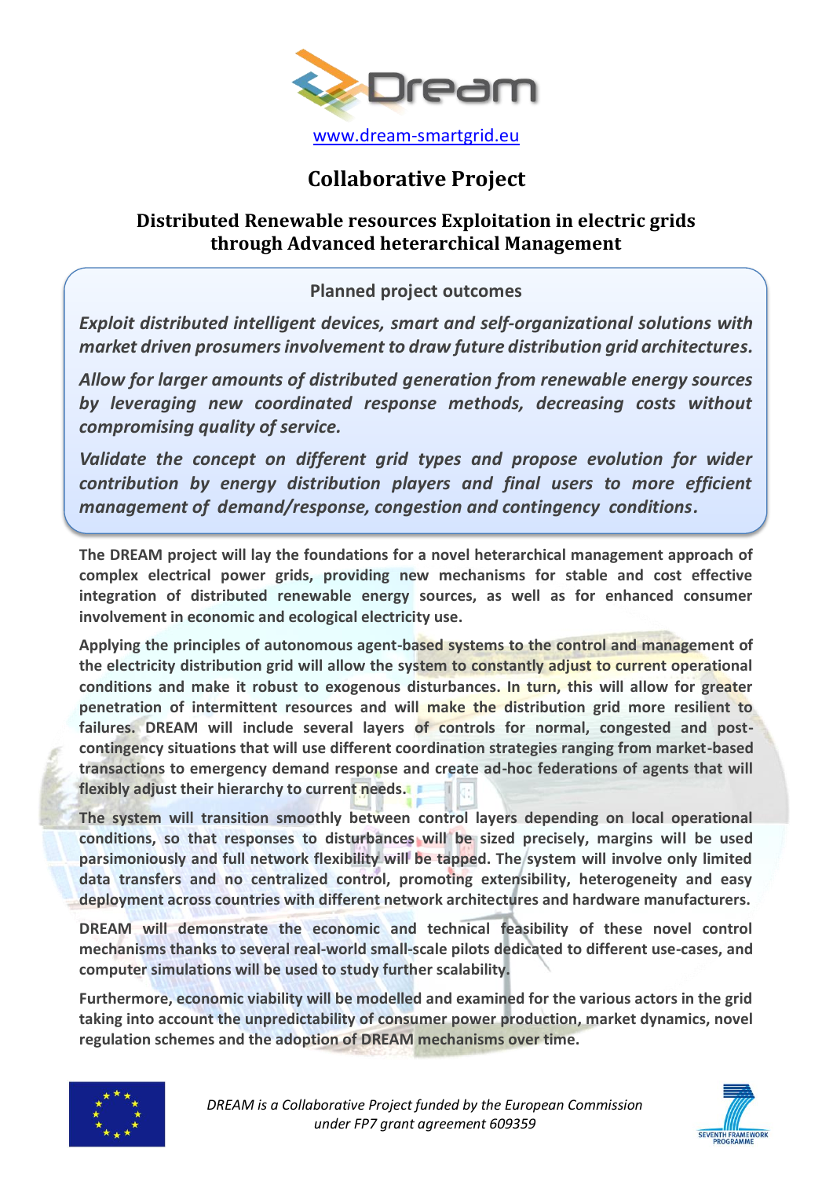Dream

www.dream-smartgrid.eu

# Collaborative Project

## Distributed Renewable resources Exploitation in electric grids through Advanced heterarchical Management

### Planned project outcomes

*Exploit distributed intelligent devices, smart and self-organizational solutions with market driven prosumers involvement to draw future distribution grid architectures.*

*Allow for larger amounts of distributed generation from renewable energy sources by leveraging new coordinated response methods, decreasing costs without compromising quality of service.*

*Validate the concept on different grid types and propose evolution for wider contribution by energy distribution players and final users to more efficient management of demand/response, congestion and contingency conditions.*

**The DREAM project will lay the foundations for a novel heterarchical management approach of complex electrical power grids, providing new mechanisms for stable and cost effective integration of distributed renewable energy sources, as well as for enhanced consumer involvement in economic and ecological electricity use.**

**Applying the principles of autonomous agent-based systems to the control and management of the electricity distribution grid will allow the system to constantly adjust to current operational conditions and make it robust to exogenous disturbances. In turn, this will allow for greater penetration of intermittent resources and will make the distribution grid more resilient to failures. DREAM will include several layers of controls for normal, congested and post-contingency situations that will use different coordination strategies ranging from market-based transactions to emergency demand response and create ad-hoc federations of agents that will flexibly adjust their hierarchy to current needs.**

**The system will transition smoothly between control layers depending on local operational conditions, so that responses to disturbances will be sized precisely, margins will be used parsimoniously and full network flexibility will be tapped. The system will involve only limited data transfers and no centralized control, promoting extensibility, heterogeneity and easy deployment across countries with different network architectures and hardware manufacturers.**

**DREAM will demonstrate the economic and technical feasibility of these novel control mechanisms thanks to several real-world small-scale pilots dedicated to different use-cases, and computer simulations will be used to study further scalability.**

**Furthermore, economic viability will be modelled and examined for the various actors in the grid taking into account the unpredictability of consumer power production, market dynamics, novel regulation schemes and the adoption of DREAM mechanisms over time.**

*DREAM is a Collaborative Project funded by the European Commission under FP7 grant agreement 609359*

SEVENTH FRAMEWORK PROGRAMME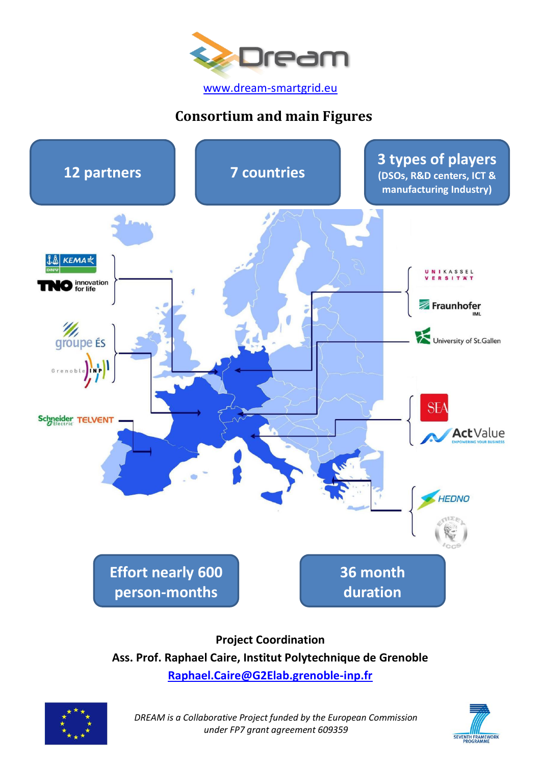Dream

www.dream-smartgrid.eu

## Consortium and main Figures

**12 partners**

**7 countries**

**3 types of players**
**(DSOs, R&D centers, ICT & manufacturing Industry)**

**Effort nearly 600 person-months**

**36 month duration**

**Project Coordination**
**Ass. Prof. Raphael Caire, Institut Polytechnique de Grenoble**
**Raphael.Caire@G2Elab.grenoble-inp.fr**

*DREAM is a Collaborative Project funded by the European Commission under FP7 grant agreement 609359*